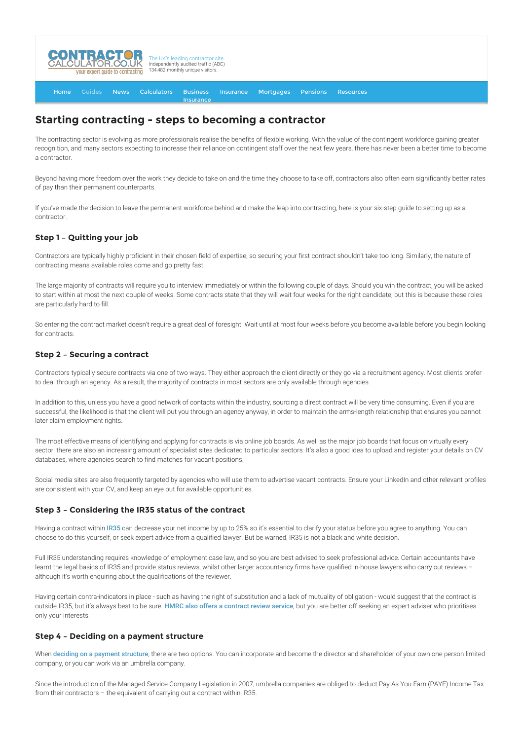CONTRACTOR CALCULATOR.CO.UK your expert guide to contracting

The UK's leading contractor site. Independently audited traffic (ABC) 134,482 monthly unique visitors.

Home Guides News Calculators Business Insurance Insurance Mortgages Pensions Resources

# Starting contracting - steps to becoming a contractor

The contracting sector is evolving as more professionals realise the benefits of flexible working. With the value of the contingent workforce gaining greater recognition, and many sectors expecting to increase their reliance on contingent staff over the next few years, there has never been a better time to become a contractor.

Beyond having more freedom over the work they decide to take on and the time they choose to take off, contractors also often earn significantly better rates of pay than their permanent counterparts.

If you've made the decision to leave the permanent workforce behind and make the leap into contracting, here is your six-step guide to setting up as a contractor.

## Step 1 – Quitting your job

Contractors are typically highly proficient in their chosen field of expertise, so securing your first contract shouldn't take too long. Similarly, the nature of contracting means available roles come and go pretty fast.

The large majority of contracts will require you to interview immediately or within the following couple of days. Should you win the contract, you will be asked to start within at most the next couple of weeks. Some contracts state that they will wait four weeks for the right candidate, but this is because these roles are particularly hard to fill.

So entering the contract market doesn't require a great deal of foresight. Wait until at most four weeks before you become available before you begin looking for contracts.

## Step 2 – Securing a contract

Contractors typically secure contracts via one of two ways. They either approach the client directly or they go via a recruitment agency. Most clients prefer to deal through an agency. As a result, the majority of contracts in most sectors are only available through agencies.

In addition to this, unless you have a good network of contacts within the industry, sourcing a direct contract will be very time consuming. Even if you are successful, the likelihood is that the client will put you through an agency anyway, in order to maintain the arms-length relationship that ensures you cannot later claim employment rights.

The most effective means of identifying and applying for contracts is via online job boards. As well as the major job boards that focus on virtually every sector, there are also an increasing amount of specialist sites dedicated to particular sectors. It's also a good idea to upload and register your details on CV databases, where agencies search to find matches for vacant positions.

Social media sites are also frequently targeted by agencies who will use them to advertise vacant contracts. Ensure your LinkedIn and other relevant profiles are consistent with your CV, and keep an eye out for available opportunities.

## Step 3 – Considering the IR35 status of the contract

Having a contract within IR35 can decrease your net income by up to 25% so it's essential to clarify your status before you agree to anything. You can choose to do this yourself, or seek expert advice from a qualified lawyer. But be warned, IR35 is not a black and white decision.

Full IR35 understanding requires knowledge of employment case law, and so you are best advised to seek professional advice. Certain accountants have learnt the legal basics of IR35 and provide status reviews, whilst other larger accountancy firms have qualified in-house lawyers who carry out reviews – although it's worth enquiring about the qualifications of the reviewer.

Having certain contra-indicators in place - such as having the right of substitution and a lack of mutuality of obligation - would suggest that the contract is outside IR35, but it's always best to be sure. **HMRC also offers a contract review service**, but you are better off seeking an expert adviser who prioritises only your interests.

## Step 4 – Deciding on a payment structure

When **deciding on a payment structure**, there are two options. You can incorporate and become the director and shareholder of your own one person limited company, or you can work via an umbrella company.

Since the introduction of the Managed Service Company Legislation in 2007, umbrella companies are obliged to deduct Pay As You Earn (PAYE) Income Tax from their contractors – the equivalent of carrying out a contract within IR35.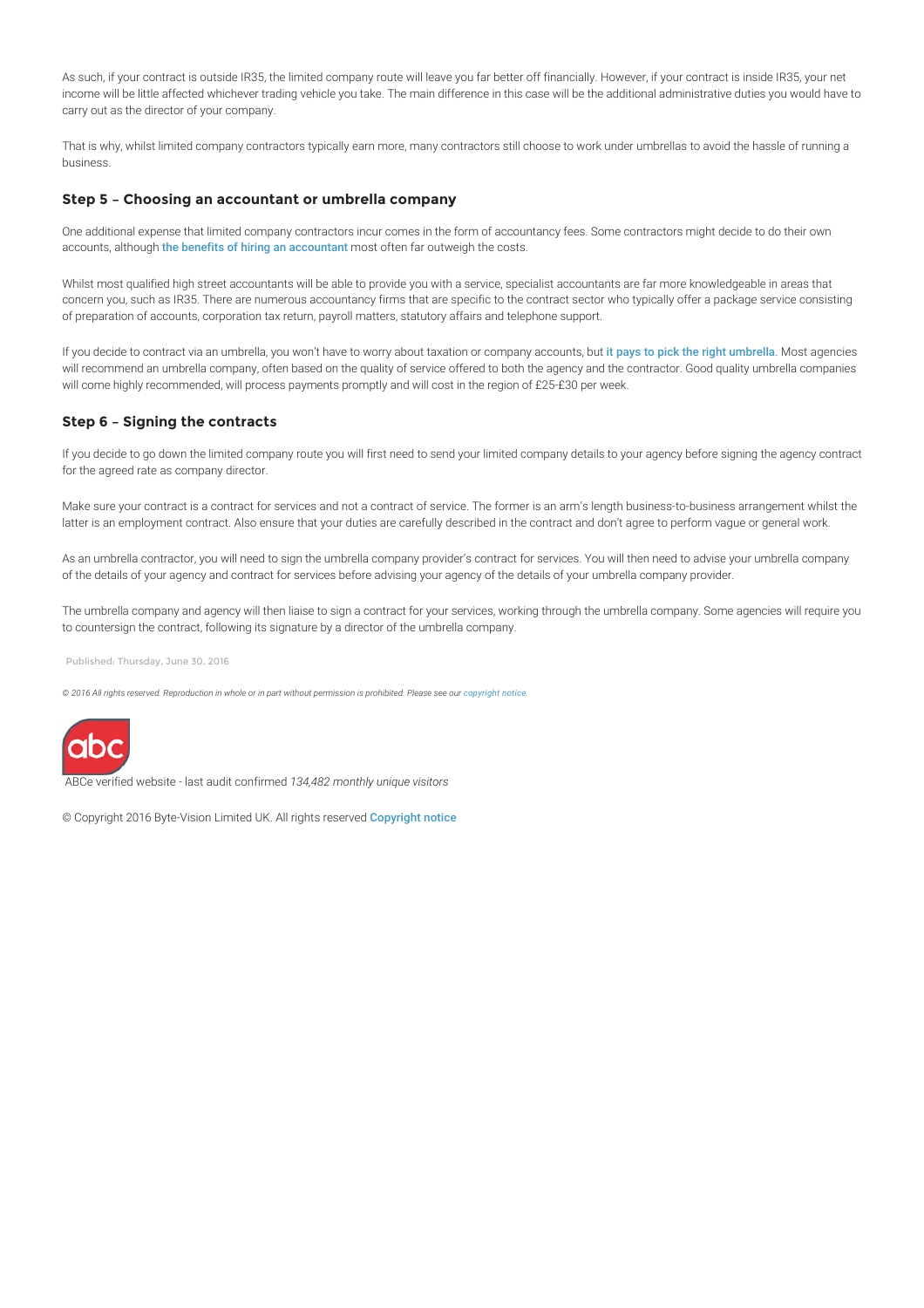As such, if your contract is outside IR35, the limited company route will leave you far better off financially. However, if your contract is inside IR35, your net income will be little affected whichever trading vehicle you take. The main difference in this case will be the additional administrative duties you would have to carry out as the director of your company.

That is why, whilst limited company contractors typically earn more, many contractors still choose to work under umbrellas to avoid the hassle of running a business.

### Step 5 – Choosing an accountant or umbrella company

One additional expense that limited company contractors incur comes in the form of accountancy fees. Some contractors might decide to do their own accounts, although the benefits of hiring an accountant most often far outweigh the costs.

Whilst most qualified high street accountants will be able to provide you with a service, specialist accountants are far more knowledgeable in areas that concern you, such as IR35. There are numerous accountancy firms that are specific to the contract sector who typically offer a package service consisting of preparation of accounts, corporation tax return, payroll matters, statutory affairs and telephone support.

If you decide to contract via an umbrella, you won't have to worry about taxation or company accounts, but it pays to pick the right umbrella. Most agencies will recommend an umbrella company, often based on the quality of service offered to both the agency and the contractor. Good quality umbrella companies will come highly recommended, will process payments promptly and will cost in the region of £25-£30 per week.

### Step 6 – Signing the contracts

If you decide to go down the limited company route you will first need to send your limited company details to your agency before signing the agency contract for the agreed rate as company director.

Make sure your contract is a contract for services and not a contract of service. The former is an arm's length business-to-business arrangement whilst the latter is an employment contract. Also ensure that your duties are carefully described in the contract and don't agree to perform vague or general work.

As an umbrella contractor, you will need to sign the umbrella company provider's contract for services. You will then need to advise your umbrella company of the details of your agency and contract for services before advising your agency of the details of your umbrella company provider.

The umbrella company and agency will then liaise to sign a contract for your services, working through the umbrella company. Some agencies will require you to countersign the contract, following its signature by a director of the umbrella company.

Published: Thursday, June 30, 2016

*© 2016 All rights reserved. Reproduction in whole or in part without permission is prohibited. Please see our copyright notice.*

abc

ABCe verified website - last audit confirmed *134,482 monthly unique visitors*

© Copyright 2016 Byte-Vision Limited UK. All rights reserved Copyright notice